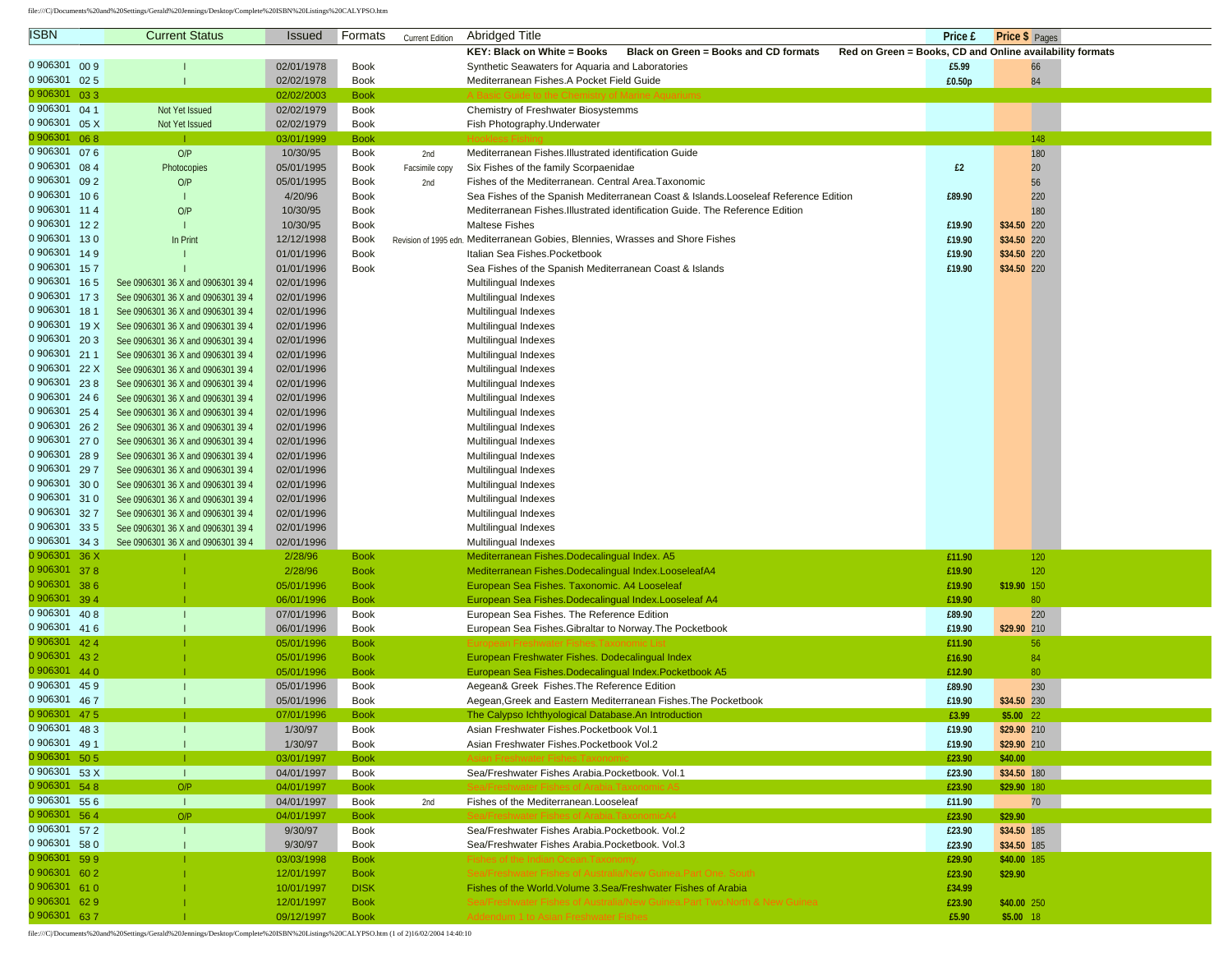| ISBN | Current Status | Issued | Formats | Current Edition | Abridged Title | Price £ | Price $ | Pages |
|---|---|---|---|---|---|---|---|---|
| | | | | | KEY: Black on White = Books Black on Green = Books and CD formats Red on Green = Books, CD and Online availability formats | | | |
| 0 906301 00 9 | I | 02/01/1978 | Book | | Synthetic Seawaters for Aquaria and Laboratories | £5.99 | | 66 |
| 0 906301 02 5 | I | 02/02/1978 | Book | | Mediterranean Fishes.A Pocket Field Guide | £0.50p | | 84 |
| 0 906301 03 3 | | 02/02/2003 | Book | | A Basic Guide to the Chemistry of Marine Aquariums | | | |
| 0 906301 04 1 | Not Yet Issued | 02/02/1979 | Book | | Chemistry of Freshwater Biosystemms | | | |
| 0 906301 05 X | Not Yet Issued | 02/02/1979 | Book | | Fish Photography.Underwater | | | |
| 0 906301 06 8 | I | 03/01/1999 | Book | | Hookless Fishing | | | 148 |
| 0 906301 07 6 | O/P | 10/30/95 | Book | 2nd | Mediterranean Fishes.Illustrated identification Guide | | | 180 |
| 0 906301 08 4 | Photocopies | 05/01/1995 | Book | Facsimile copy | Six Fishes of the family Scorpaenidae | £2 | | 20 |
| 0 906301 09 2 | O/P | 05/01/1995 | Book | 2nd | Fishes of the Mediterranean. Central Area.Taxonomic | | | 56 |
| 0 906301 10 6 | I | 4/20/96 | Book | | Sea Fishes of the Spanish Mediterranean Coast & Islands.Looseleaf Reference Edition | £89.90 | | 220 |
| 0 906301 11 4 | O/P | 10/30/95 | Book | | Mediterranean Fishes.Illustrated identification Guide. The Reference Edition | | | 180 |
| 0 906301 12 2 | I | 10/30/95 | Book | | Maltese Fishes | £19.90 | $34.50 | 220 |
| 0 906301 13 0 | In Print | 12/12/1998 | Book | Revision of 1995 edn. | Mediterranean Gobies, Blennies, Wrasses and Shore Fishes | £19.90 | $34.50 | 220 |
| 0 906301 14 9 | I | 01/01/1996 | Book | | Italian Sea Fishes.Pocketbook | £19.90 | $34.50 | 220 |
| 0 906301 15 7 | I | 01/01/1996 | Book | | Sea Fishes of the Spanish Mediterranean Coast & Islands | £19.90 | $34.50 | 220 |
| 0 906301 16 5 | See 0906301 36 X and 0906301 39 4 | 02/01/1996 | | | Multilingual Indexes | | | |
| 0 906301 17 3 | See 0906301 36 X and 0906301 39 4 | 02/01/1996 | | | Multilingual Indexes | | | |
| 0 906301 18 1 | See 0906301 36 X and 0906301 39 4 | 02/01/1996 | | | Multilingual Indexes | | | |
| 0 906301 19 X | See 0906301 36 X and 0906301 39 4 | 02/01/1996 | | | Multilingual Indexes | | | |
| 0 906301 20 3 | See 0906301 36 X and 0906301 39 4 | 02/01/1996 | | | Multilingual Indexes | | | |
| 0 906301 21 1 | See 0906301 36 X and 0906301 39 4 | 02/01/1996 | | | Multilingual Indexes | | | |
| 0 906301 22 X | See 0906301 36 X and 0906301 39 4 | 02/01/1996 | | | Multilingual Indexes | | | |
| 0 906301 23 8 | See 0906301 36 X and 0906301 39 4 | 02/01/1996 | | | Multilingual Indexes | | | |
| 0 906301 24 6 | See 0906301 36 X and 0906301 39 4 | 02/01/1996 | | | Multilingual Indexes | | | |
| 0 906301 25 4 | See 0906301 36 X and 0906301 39 4 | 02/01/1996 | | | Multilingual Indexes | | | |
| 0 906301 26 2 | See 0906301 36 X and 0906301 39 4 | 02/01/1996 | | | Multilingual Indexes | | | |
| 0 906301 27 0 | See 0906301 36 X and 0906301 39 4 | 02/01/1996 | | | Multilingual Indexes | | | |
| 0 906301 28 9 | See 0906301 36 X and 0906301 39 4 | 02/01/1996 | | | Multilingual Indexes | | | |
| 0 906301 29 7 | See 0906301 36 X and 0906301 39 4 | 02/01/1996 | | | Multilingual Indexes | | | |
| 0 906301 30 0 | See 0906301 36 X and 0906301 39 4 | 02/01/1996 | | | Multilingual Indexes | | | |
| 0 906301 31 0 | See 0906301 36 X and 0906301 39 4 | 02/01/1996 | | | Multilingual Indexes | | | |
| 0 906301 32 7 | See 0906301 36 X and 0906301 39 4 | 02/01/1996 | | | Multilingual Indexes | | | |
| 0 906301 33 5 | See 0906301 36 X and 0906301 39 4 | 02/01/1996 | | | Multilingual Indexes | | | |
| 0 906301 34 3 | See 0906301 36 X and 0906301 39 4 | 02/01/1996 | | | Multilingual Indexes | | | |
| 0 906301 36 X | I | 2/28/96 | Book | | Mediterranean Fishes.Dodecalingual Index. A5 | £11.90 | | 120 |
| 0 906301 37 8 | I | 2/28/96 | Book | | Mediterranean Fishes.Dodecalingual Index.LooseleafA4 | £19.90 | | 120 |
| 0 906301 38 6 | I | 05/01/1996 | Book | | European Sea Fishes. Taxonomic. A4 Looseleaf | £19.90 | $19.90 | 150 |
| 0 906301 39 4 | I | 06/01/1996 | Book | | European Sea Fishes.Dodecalingual Index.Looseleaf A4 | £19.90 | | 80 |
| 0 906301 40 8 | I | 07/01/1996 | Book | | European Sea Fishes. The Reference Edition | £89.90 | | 220 |
| 0 906301 41 6 | I | 06/01/1996 | Book | | European Sea Fishes.Gibraltar to Norway.The Pocketbook | £19.90 | $29.90 | 210 |
| 0 906301 42 4 | I | 05/01/1996 | Book | | European Freshwater Fishes.Taxonomic List | £11.90 | | 56 |
| 0 906301 43 2 | I | 05/01/1996 | Book | | European Freshwater Fishes. Dodecalingual Index | £16.90 | | 84 |
| 0 906301 44 0 | I | 05/01/1996 | Book | | European Sea Fishes.Dodecalingual Index.Pocketbook A5 | £12.90 | | 80 |
| 0 906301 45 9 | I | 05/01/1996 | Book | | Aegean& Greek Fishes.The Reference Edition | £89.90 | | 230 |
| 0 906301 46 7 | I | 05/01/1996 | Book | | Aegean,Greek and Eastern Mediterranean Fishes.The Pocketbook | £19.90 | $34.50 | 230 |
| 0 906301 47 5 | I | 07/01/1996 | Book | | The Calypso Ichthyological Database.An Introduction | £3.99 | $5.00 | 22 |
| 0 906301 48 3 | I | 1/30/97 | Book | | Asian Freshwater Fishes.Pocketbook Vol.1 | £19.90 | $29.90 | 210 |
| 0 906301 49 1 | I | 1/30/97 | Book | | Asian Freshwater Fishes.Pocketbook Vol.2 | £19.90 | $29.90 | 210 |
| 0 906301 50 5 | I | 03/01/1997 | Book | | Asian Freshwater Fishes.Taxonomic | £23.90 | $40.00 | |
| 0 906301 53 X | I | 04/01/1997 | Book | | Sea/Freshwater Fishes Arabia.Pocketbook. Vol.1 | £23.90 | $34.50 | 180 |
| 0 906301 54 8 | O/P | 04/01/1997 | Book | | Sea/Freshwater Fishes of Arabia.Taxonomic A5 | £23.90 | $29.90 | 180 |
| 0 906301 55 6 | I | 04/01/1997 | Book | 2nd | Fishes of the Mediterranean.Looseleaf | £11.90 | | 70 |
| 0 906301 56 4 | O/P | 04/01/1997 | Book | | Sea/Freshwater Fishes of Arabia.TaxonomicA4 | £23.90 | $29.90 | |
| 0 906301 57 2 | I | 9/30/97 | Book | | Sea/Freshwater Fishes Arabia.Pocketbook. Vol.2 | £23.90 | $34.50 | 185 |
| 0 906301 58 0 | I | 9/30/97 | Book | | Sea/Freshwater Fishes Arabia.Pocketbook. Vol.3 | £23.90 | $34.50 | 185 |
| 0 906301 59 9 | I | 03/03/1998 | Book | | Fishes of the Indian Ocean.Taxonomy. | £29.90 | $40.00 | 185 |
| 0 906301 60 2 | I | 12/01/1997 | Book | | Sea/Freshwater Fishes of Australia/New Guinea.Part One. South | £23.90 | $29.90 | |
| 0 906301 61 0 | I | 10/01/1997 | DISK | | Fishes of the World.Volume 3.Sea/Freshwater Fishes of Arabia | £34.99 | | |
| 0 906301 62 9 | I | 12/01/1997 | Book | | Sea/Freshwater Fishes of Australia/New Guinea.Part Two.North & New Guinea | £23.90 | $40.00 | 250 |
| 0 906301 63 7 | I | 09/12/1997 | Book | | Addendum 1 to Asian Freshwater Fishes | £5.90 | $5.00 | 18 |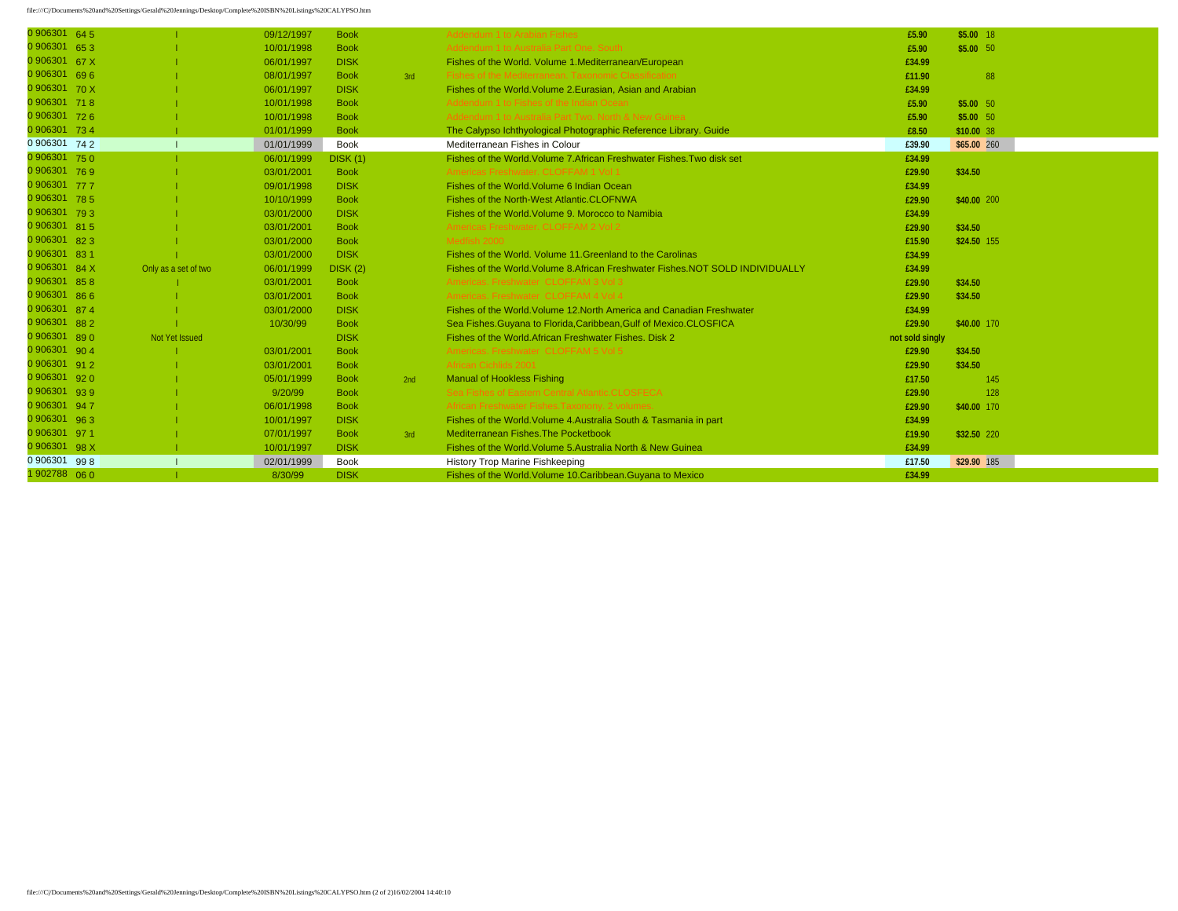| | | | | | | | | | |
|---|---|---|---|---|---|---|---|---|---|
| 0 906301 64 5 | I | 09/12/1997 | Book | | Addendum 1 to Arabian Fishes | £5.90 | $5.00 | 18 |
| 0 906301 65 3 | I | 10/01/1998 | Book | | Addendum 1 to Australia Part One. South | £5.90 | $5.00 | 50 |
| 0 906301 67 X | I | 06/01/1997 | DISK | | Fishes of the World. Volume 1.Mediterranean/European | £34.99 | | |
| 0 906301 69 6 | I | 08/01/1997 | Book | 3rd | Fishes of the Mediterranean. Taxonomic Classification | £11.90 | | 88 |
| 0 906301 70 X | I | 06/01/1997 | DISK | | Fishes of the World.Volume 2.Eurasian, Asian and Arabian | £34.99 | | |
| 0 906301 71 8 | I | 10/01/1998 | Book | | Addendum 1 to Fishes of the Indian Ocean | £5.90 | $5.00 | 50 |
| 0 906301 72 6 | I | 10/01/1998 | Book | | Addendum 1 to Australia Part Two. North & New Guinea | £5.90 | $5.00 | 50 |
| 0 906301 73 4 | I | 01/01/1999 | Book | | The Calypso Ichthyological Photographic Reference Library. Guide | £8.50 | $10.00 | 38 |
| 0 906301 74 2 | I | 01/01/1999 | Book | | Mediterranean Fishes in Colour | £39.90 | $65.00 | 260 |
| 0 906301 75 0 | I | 06/01/1999 | DISK (1) | | Fishes of the World.Volume 7.African Freshwater Fishes.Two disk set | £34.99 | | |
| 0 906301 76 9 | I | 03/01/2001 | Book | | Americas Freshwater. CLOFFAM 1 Vol 1 | £29.90 | $34.50 | |
| 0 906301 77 7 | I | 09/01/1998 | DISK | | Fishes of the World.Volume 6 Indian Ocean | £34.99 | | |
| 0 906301 78 5 | I | 10/10/1999 | Book | | Fishes of the North-West Atlantic.CLOFNWA | £29.90 | $40.00 | 200 |
| 0 906301 79 3 | I | 03/01/2000 | DISK | | Fishes of the World.Volume 9. Morocco to Namibia | £34.99 | | |
| 0 906301 81 5 | I | 03/01/2001 | Book | | Americas Freshwater. CLOFFAM 2 Vol 2 | £29.90 | $34.50 | |
| 0 906301 82 3 | I | 03/01/2000 | Book | | Medfish 2000 | £15.90 | $24.50 | 155 |
| 0 906301 83 1 | I | 03/01/2000 | DISK | | Fishes of the World. Volume 11.Greenland to the Carolinas | £34.99 | | |
| 0 906301 84 X | Only as a set of two | 06/01/1999 | DISK (2) | | Fishes of the World.Volume 8.African Freshwater Fishes.NOT SOLD INDIVIDUALLY | £34.99 | | |
| 0 906301 85 8 | I | 03/01/2001 | Book | | Americas. Freshwater. CLOFFAM 3 Vol 3 | £29.90 | $34.50 | |
| 0 906301 86 6 | I | 03/01/2001 | Book | | Americas. Freshwater. CLOFFAM 4 Vol 4 | £29.90 | $34.50 | |
| 0 906301 87 4 | I | 03/01/2000 | DISK | | Fishes of the World.Volume 12.North America and Canadian Freshwater | £34.99 | | |
| 0 906301 88 2 | I | 10/30/99 | Book | | Sea Fishes.Guyana to Florida,Caribbean,Gulf of Mexico.CLOSFICA | £29.90 | $40.00 | 170 |
| 0 906301 89 0 | Not Yet Issued | | DISK | | Fishes of the World.African Freshwater Fishes. Disk 2 | not sold singly | | |
| 0 906301 90 4 | I | 03/01/2001 | Book | | Americas. Freshwater. CLOFFAM 5 Vol 5 | £29.90 | $34.50 | |
| 0 906301 91 2 | I | 03/01/2001 | Book | | African Cichlids 2001 | £29.90 | $34.50 | |
| 0 906301 92 0 | I | 05/01/1999 | Book | 2nd | Manual of Hookless Fishing | £17.50 | | 145 |
| 0 906301 93 9 | I | 9/20/99 | Book | | Sea Fishes of Eastern Central Atlantic.CLOSFECA | £29.90 | | 128 |
| 0 906301 94 7 | I | 06/01/1998 | Book | | African Freshwater Fishes.Taxonomy. 2 volumes. | £29.90 | $40.00 | 170 |
| 0 906301 96 3 | I | 10/01/1997 | DISK | | Fishes of the World.Volume 4.Australia South & Tasmania in part | £34.99 | | |
| 0 906301 97 1 | I | 07/01/1997 | Book | 3rd | Mediterranean Fishes.The Pocketbook | £19.90 | $32.50 | 220 |
| 0 906301 98 X | I | 10/01/1997 | DISK | | Fishes of the World.Volume 5.Australia North & New Guinea | £34.99 | | |
| 0 906301 99 8 | I | 02/01/1999 | Book | | History Trop Marine Fishkeeping | £17.50 | $29.90 | 185 |
| 1 902788 06 0 | I | 8/30/99 | DISK | | Fishes of the World.Volume 10.Caribbean.Guyana to Mexico | £34.99 | | |